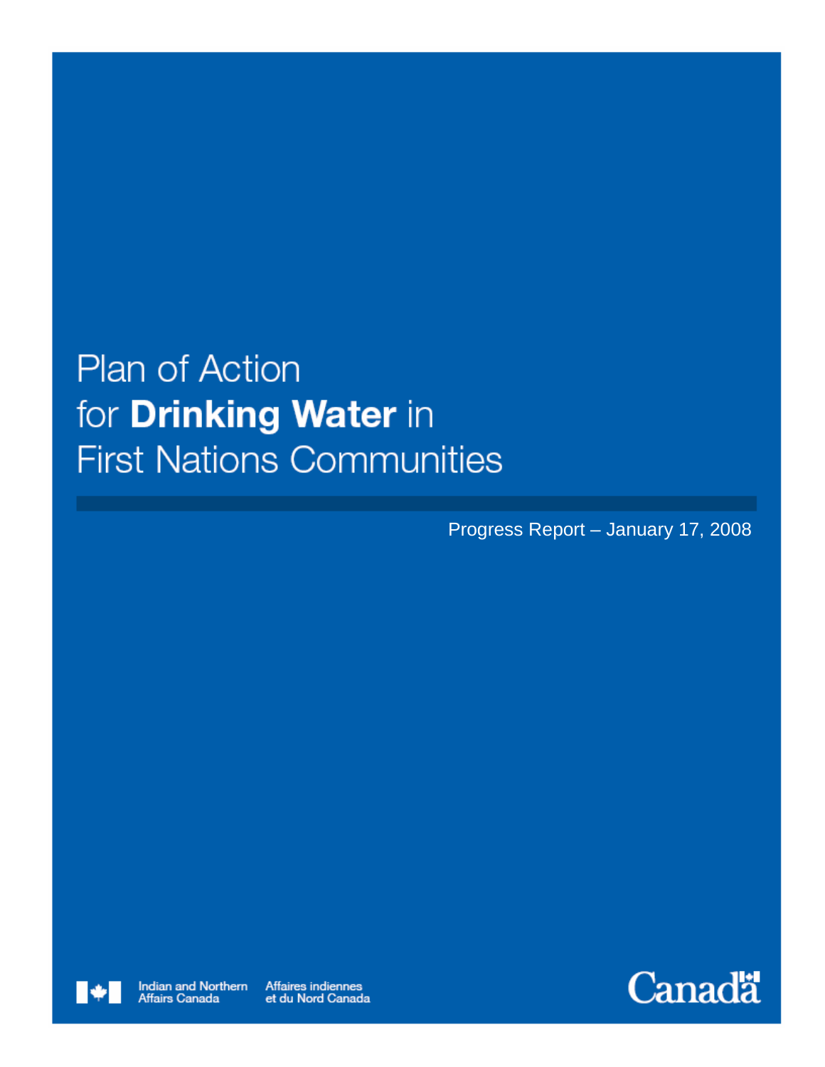# Plan of Action for **Drinking Water** in First Nations Communities

Progress Report – January 17, 2008

Indian and Northern Affairs Canada

Affaires indiennes et du Nord Canada

Canada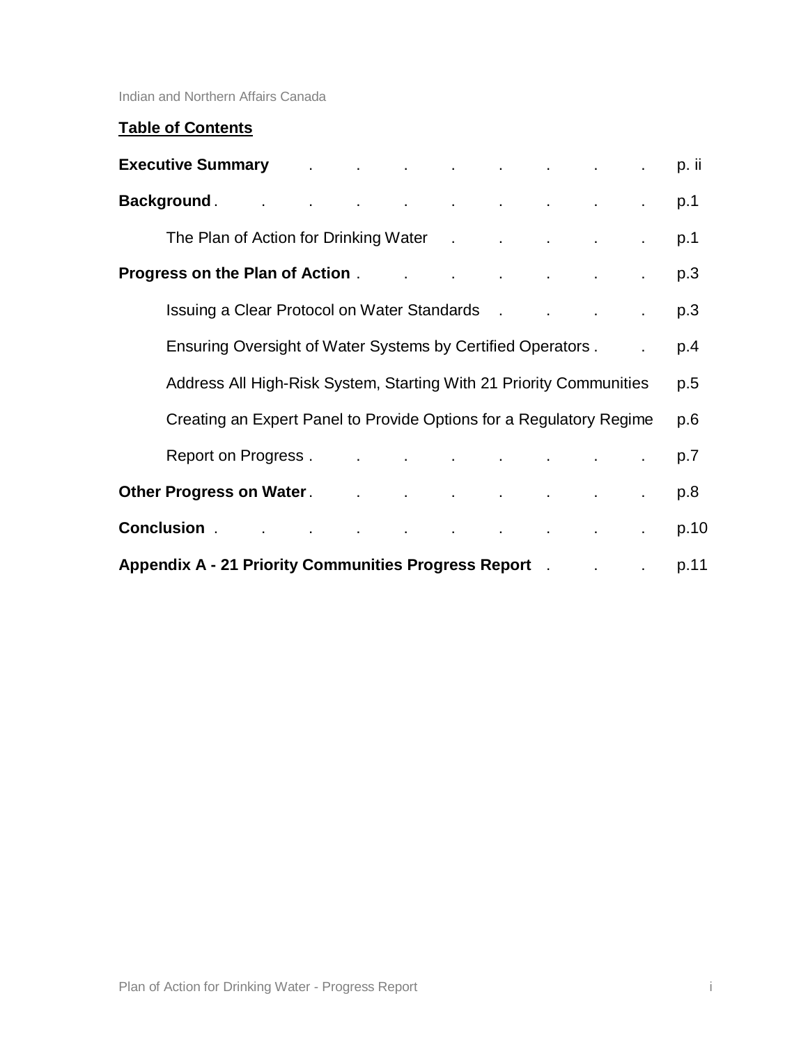## Table of Contents

**Executive Summary** . . . . . . . . p. ii

**Background** . . . . . . . . . p.1

The Plan of Action for Drinking Water . . . . . p.1

**Progress on the Plan of Action** . . . . . . . p.3

Issuing a Clear Protocol on Water Standards . . . . p.3

Ensuring Oversight of Water Systems by Certified Operators . . p.4

Address All High-Risk System, Starting With 21 Priority Communities p.5

Creating an Expert Panel to Provide Options for a Regulatory Regime p.6

Report on Progress . . . . . . . . p.7

**Other Progress on Water** . . . . . . . p.8

**Conclusion** . . . . . . . . . p.10

**Appendix A - 21 Priority Communities Progress Report** . . . p.11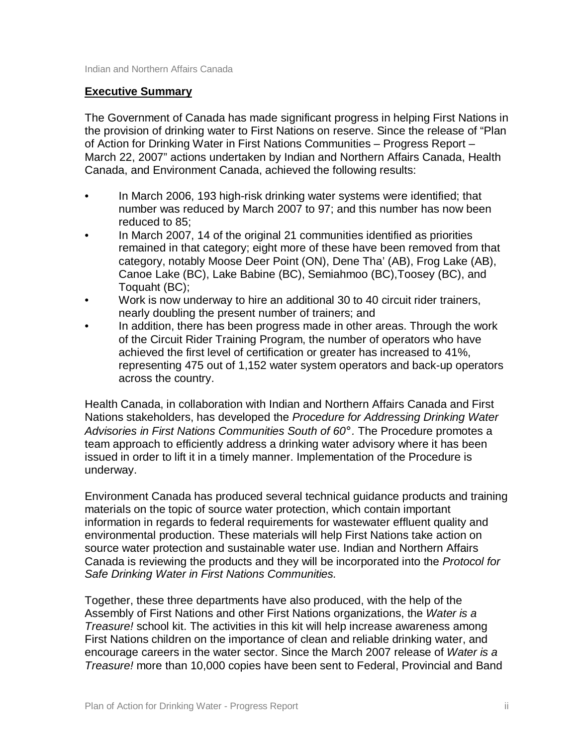## Executive Summary

The Government of Canada has made significant progress in helping First Nations in the provision of drinking water to First Nations on reserve. Since the release of "Plan of Action for Drinking Water in First Nations Communities – Progress Report – March 22, 2007" actions undertaken by Indian and Northern Affairs Canada, Health Canada, and Environment Canada, achieved the following results:

- In March 2006, 193 high-risk drinking water systems were identified; that number was reduced by March 2007 to 97; and this number has now been reduced to 85;
- In March 2007, 14 of the original 21 communities identified as priorities remained in that category; eight more of these have been removed from that category, notably Moose Deer Point (ON), Dene Tha' (AB), Frog Lake (AB), Canoe Lake (BC), Lake Babine (BC), Semiahmoo (BC),Toosey (BC), and Toquaht (BC);
- Work is now underway to hire an additional 30 to 40 circuit rider trainers, nearly doubling the present number of trainers; and
- In addition, there has been progress made in other areas. Through the work of the Circuit Rider Training Program, the number of operators who have achieved the first level of certification or greater has increased to 41%, representing 475 out of 1,152 water system operators and back-up operators across the country.

Health Canada, in collaboration with Indian and Northern Affairs Canada and First Nations stakeholders, has developed the *Procedure for Addressing Drinking Water Advisories in First Nations Communities South of 60°*. The Procedure promotes a team approach to efficiently address a drinking water advisory where it has been issued in order to lift it in a timely manner. Implementation of the Procedure is underway.

Environment Canada has produced several technical guidance products and training materials on the topic of source water protection, which contain important information in regards to federal requirements for wastewater effluent quality and environmental production. These materials will help First Nations take action on source water protection and sustainable water use. Indian and Northern Affairs Canada is reviewing the products and they will be incorporated into the *Protocol for Safe Drinking Water in First Nations Communities.*

Together, these three departments have also produced, with the help of the Assembly of First Nations and other First Nations organizations, the *Water is a Treasure!* school kit. The activities in this kit will help increase awareness among First Nations children on the importance of clean and reliable drinking water, and encourage careers in the water sector. Since the March 2007 release of *Water is a Treasure!* more than 10,000 copies have been sent to Federal, Provincial and Band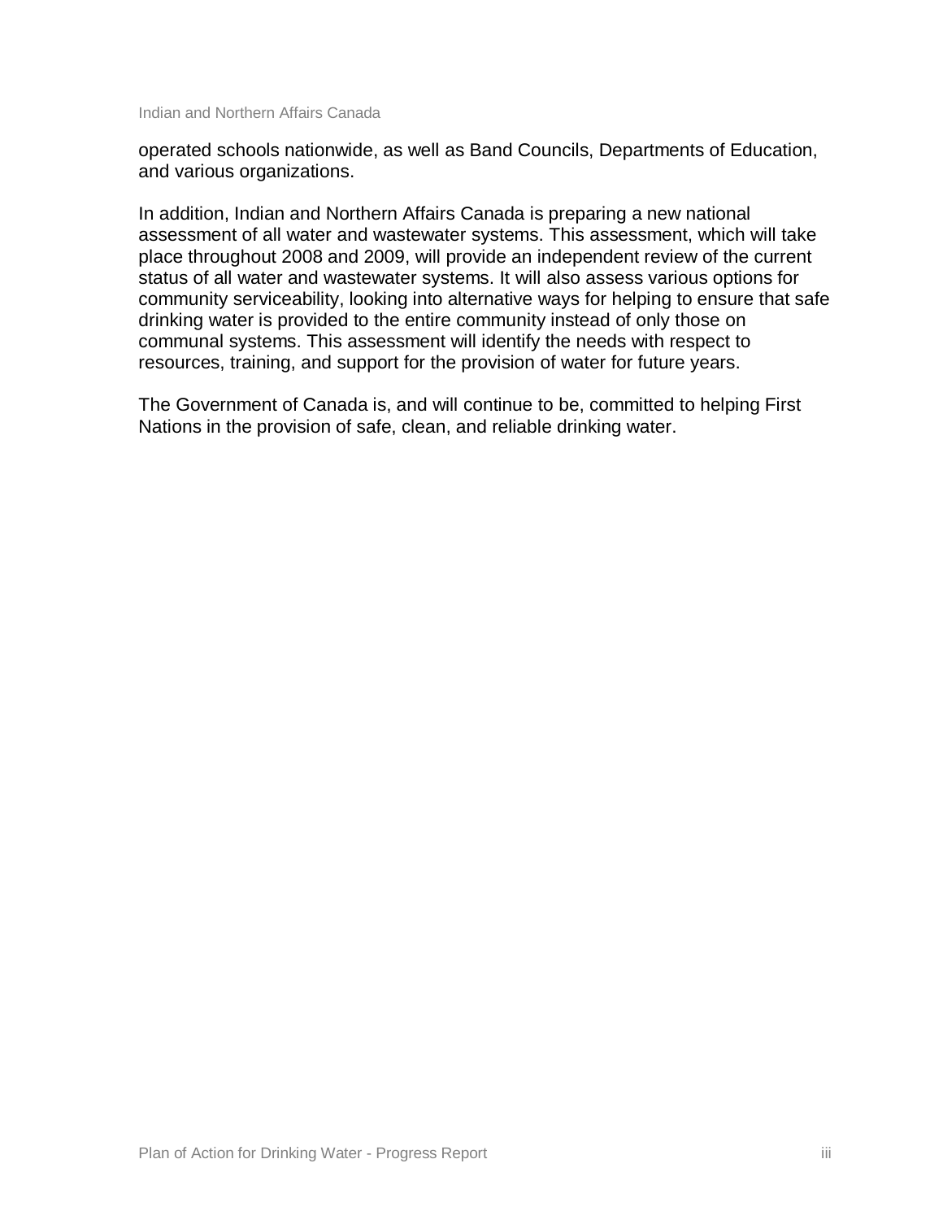operated schools nationwide, as well as Band Councils, Departments of Education, and various organizations.

In addition, Indian and Northern Affairs Canada is preparing a new national assessment of all water and wastewater systems. This assessment, which will take place throughout 2008 and 2009, will provide an independent review of the current status of all water and wastewater systems. It will also assess various options for community serviceability, looking into alternative ways for helping to ensure that safe drinking water is provided to the entire community instead of only those on communal systems. This assessment will identify the needs with respect to resources, training, and support for the provision of water for future years.

The Government of Canada is, and will continue to be, committed to helping First Nations in the provision of safe, clean, and reliable drinking water.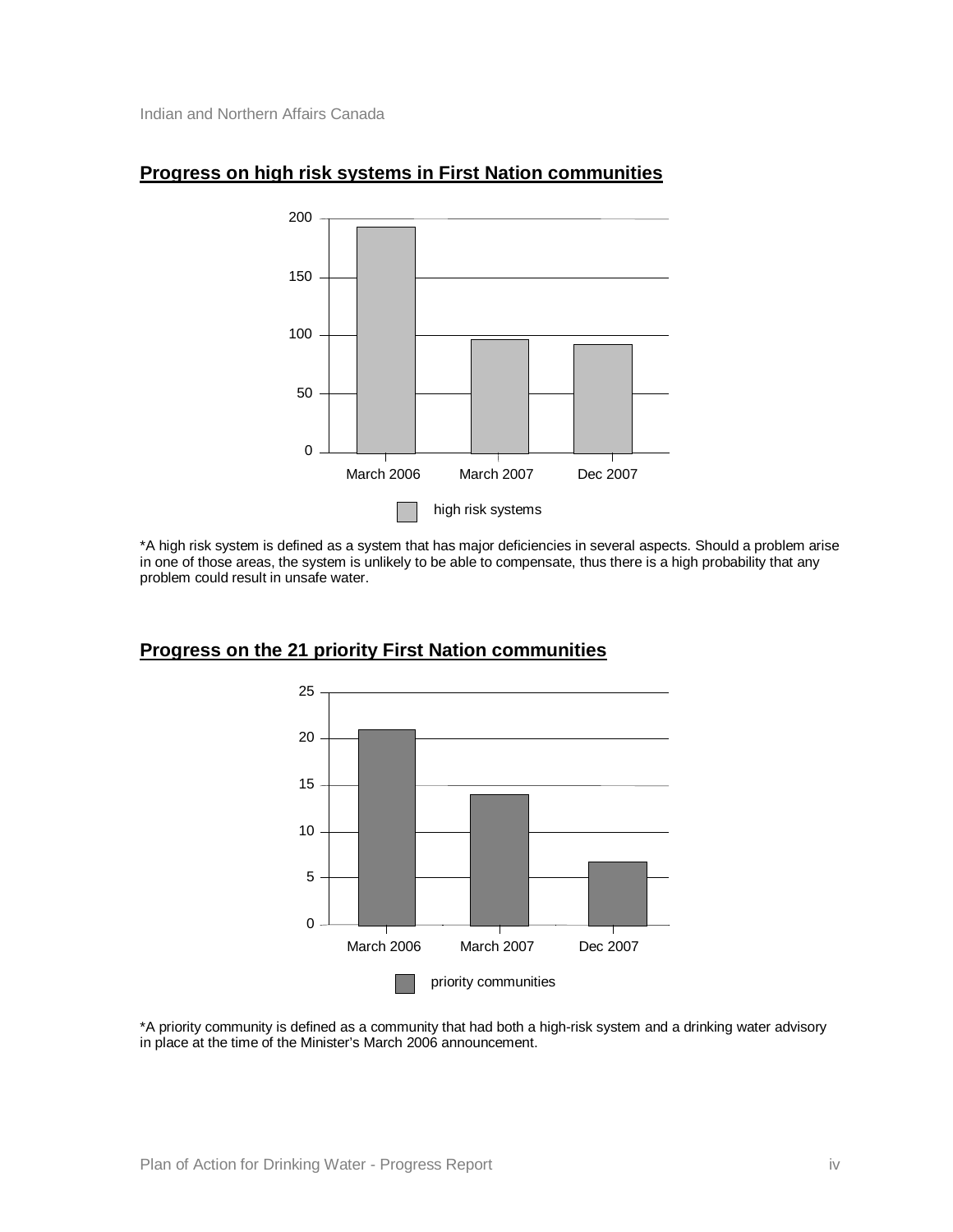## Progress on high risk systems in First Nation communities

*A high risk system is defined as a system that has major deficiencies in several aspects. Should a problem arise in one of those areas, the system is unlikely to be able to compensate, thus there is a high probability that any problem could result in unsafe water.

## Progress on the 21 priority First Nation communities

*A priority community is defined as a community that had both a high-risk system and a drinking water advisory in place at the time of the Minister's March 2006 announcement.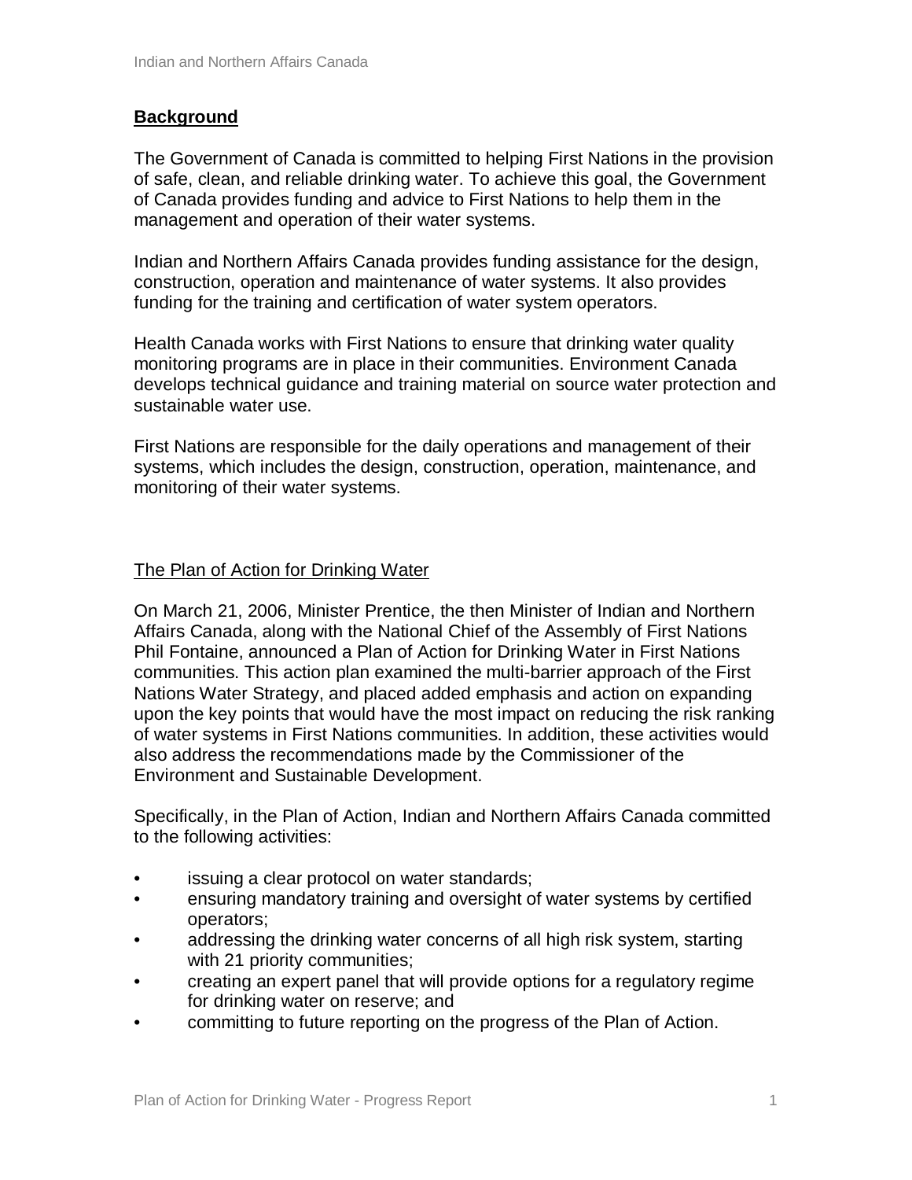## **Background**

The Government of Canada is committed to helping First Nations in the provision of safe, clean, and reliable drinking water. To achieve this goal, the Government of Canada provides funding and advice to First Nations to help them in the management and operation of their water systems.

Indian and Northern Affairs Canada provides funding assistance for the design, construction, operation and maintenance of water systems. It also provides funding for the training and certification of water system operators.

Health Canada works with First Nations to ensure that drinking water quality monitoring programs are in place in their communities. Environment Canada develops technical guidance and training material on source water protection and sustainable water use.

First Nations are responsible for the daily operations and management of their systems, which includes the design, construction, operation, maintenance, and monitoring of their water systems.

### The Plan of Action for Drinking Water

On March 21, 2006, Minister Prentice, the then Minister of Indian and Northern Affairs Canada, along with the National Chief of the Assembly of First Nations Phil Fontaine, announced a Plan of Action for Drinking Water in First Nations communities. This action plan examined the multi-barrier approach of the First Nations Water Strategy, and placed added emphasis and action on expanding upon the key points that would have the most impact on reducing the risk ranking of water systems in First Nations communities. In addition, these activities would also address the recommendations made by the Commissioner of the Environment and Sustainable Development.

Specifically, in the Plan of Action, Indian and Northern Affairs Canada committed to the following activities:

- issuing a clear protocol on water standards;
- ensuring mandatory training and oversight of water systems by certified operators;
- addressing the drinking water concerns of all high risk system, starting with 21 priority communities;
- creating an expert panel that will provide options for a regulatory regime for drinking water on reserve; and
- committing to future reporting on the progress of the Plan of Action.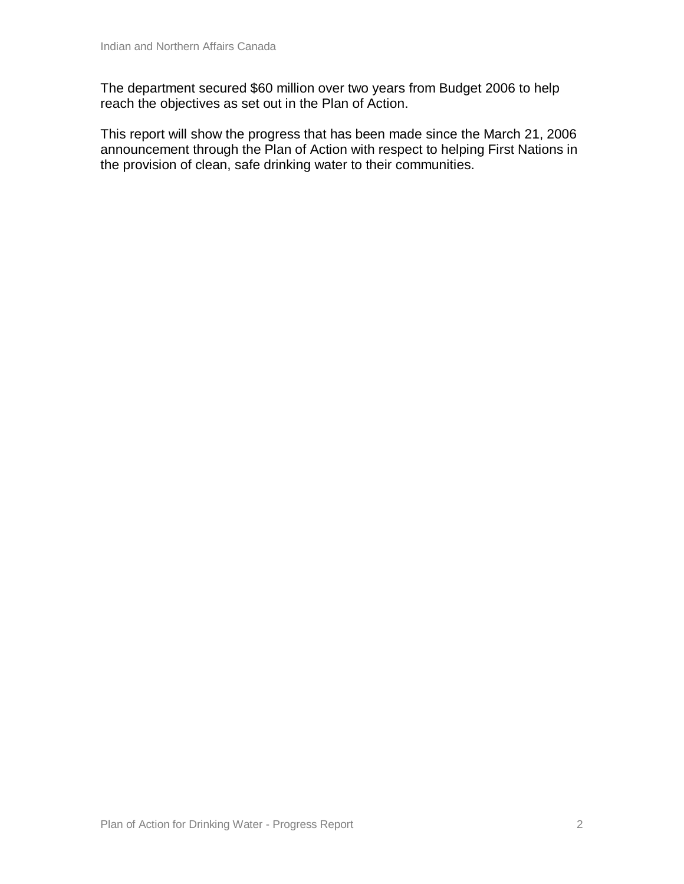The department secured $60 million over two years from Budget 2006 to help reach the objectives as set out in the Plan of Action.

This report will show the progress that has been made since the March 21, 2006 announcement through the Plan of Action with respect to helping First Nations in the provision of clean, safe drinking water to their communities.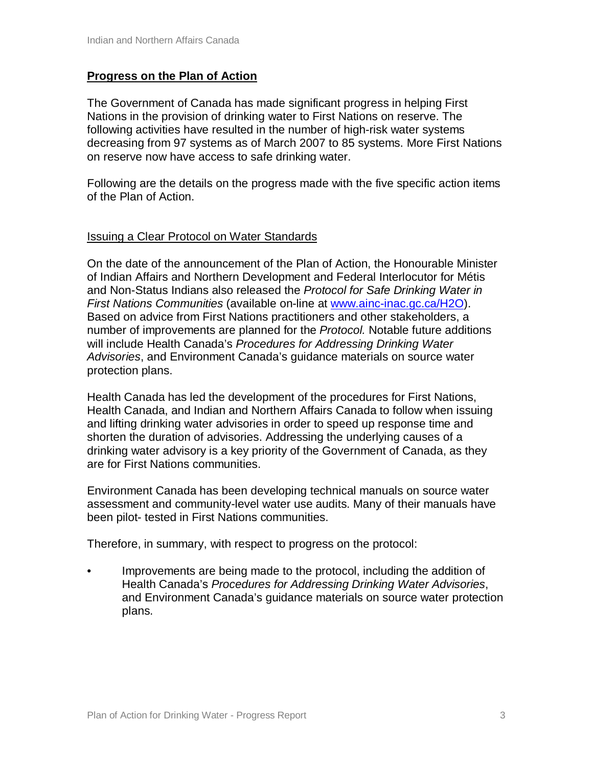## Progress on the Plan of Action

The Government of Canada has made significant progress in helping First Nations in the provision of drinking water to First Nations on reserve. The following activities have resulted in the number of high-risk water systems decreasing from 97 systems as of March 2007 to 85 systems. More First Nations on reserve now have access to safe drinking water.

Following are the details on the progress made with the five specific action items of the Plan of Action.

### Issuing a Clear Protocol on Water Standards

On the date of the announcement of the Plan of Action, the Honourable Minister of Indian Affairs and Northern Development and Federal Interlocutor for Métis and Non-Status Indians also released the *Protocol for Safe Drinking Water in First Nations Communities* (available on-line at [www.ainc-inac.gc.ca/H2O](http://www.ainc-inac.gc.ca/H2O)). Based on advice from First Nations practitioners and other stakeholders, a number of improvements are planned for the *Protocol.* Notable future additions will include Health Canada's *Procedures for Addressing Drinking Water Advisories*, and Environment Canada's guidance materials on source water protection plans.

Health Canada has led the development of the procedures for First Nations, Health Canada, and Indian and Northern Affairs Canada to follow when issuing and lifting drinking water advisories in order to speed up response time and shorten the duration of advisories. Addressing the underlying causes of a drinking water advisory is a key priority of the Government of Canada, as they are for First Nations communities.

Environment Canada has been developing technical manuals on source water assessment and community-level water use audits. Many of their manuals have been pilot- tested in First Nations communities.

Therefore, in summary, with respect to progress on the protocol:

- Improvements are being made to the protocol, including the addition of Health Canada's *Procedures for Addressing Drinking Water Advisories*, and Environment Canada's guidance materials on source water protection plans.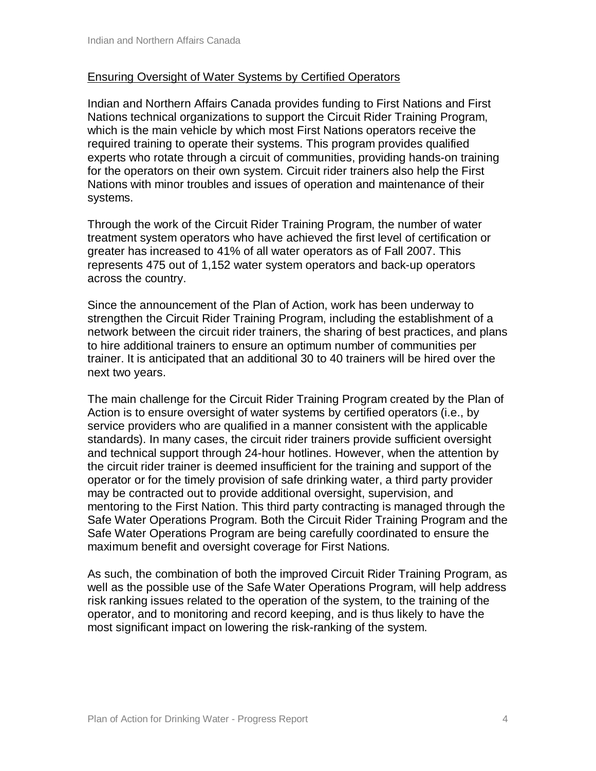## Ensuring Oversight of Water Systems by Certified Operators

Indian and Northern Affairs Canada provides funding to First Nations and First Nations technical organizations to support the Circuit Rider Training Program, which is the main vehicle by which most First Nations operators receive the required training to operate their systems. This program provides qualified experts who rotate through a circuit of communities, providing hands-on training for the operators on their own system. Circuit rider trainers also help the First Nations with minor troubles and issues of operation and maintenance of their systems.

Through the work of the Circuit Rider Training Program, the number of water treatment system operators who have achieved the first level of certification or greater has increased to 41% of all water operators as of Fall 2007. This represents 475 out of 1,152 water system operators and back-up operators across the country.

Since the announcement of the Plan of Action, work has been underway to strengthen the Circuit Rider Training Program, including the establishment of a network between the circuit rider trainers, the sharing of best practices, and plans to hire additional trainers to ensure an optimum number of communities per trainer. It is anticipated that an additional 30 to 40 trainers will be hired over the next two years.

The main challenge for the Circuit Rider Training Program created by the Plan of Action is to ensure oversight of water systems by certified operators (i.e., by service providers who are qualified in a manner consistent with the applicable standards). In many cases, the circuit rider trainers provide sufficient oversight and technical support through 24-hour hotlines. However, when the attention by the circuit rider trainer is deemed insufficient for the training and support of the operator or for the timely provision of safe drinking water, a third party provider may be contracted out to provide additional oversight, supervision, and mentoring to the First Nation. This third party contracting is managed through the Safe Water Operations Program. Both the Circuit Rider Training Program and the Safe Water Operations Program are being carefully coordinated to ensure the maximum benefit and oversight coverage for First Nations.

As such, the combination of both the improved Circuit Rider Training Program, as well as the possible use of the Safe Water Operations Program, will help address risk ranking issues related to the operation of the system, to the training of the operator, and to monitoring and record keeping, and is thus likely to have the most significant impact on lowering the risk-ranking of the system.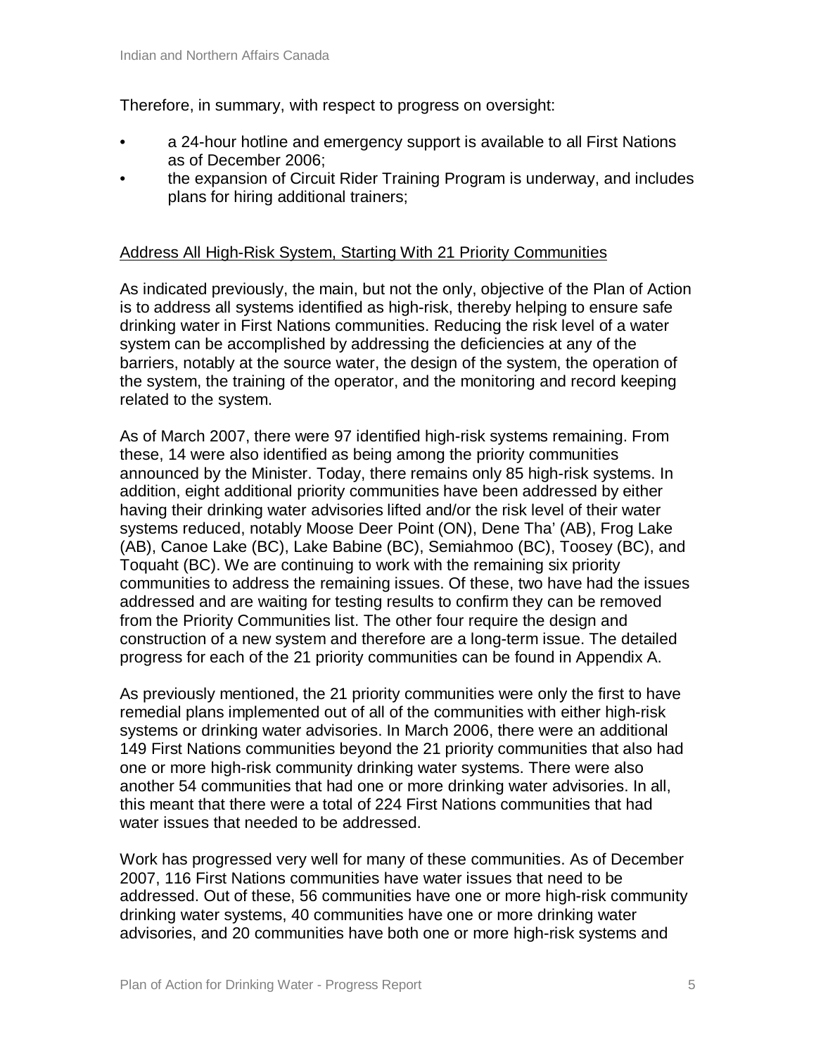Therefore, in summary, with respect to progress on oversight:

- a 24-hour hotline and emergency support is available to all First Nations as of December 2006;
- the expansion of Circuit Rider Training Program is underway, and includes plans for hiring additional trainers;

<u>Address All High-Risk System, Starting With 21 Priority Communities</u>

As indicated previously, the main, but not the only, objective of the Plan of Action is to address all systems identified as high-risk, thereby helping to ensure safe drinking water in First Nations communities. Reducing the risk level of a water system can be accomplished by addressing the deficiencies at any of the barriers, notably at the source water, the design of the system, the operation of the system, the training of the operator, and the monitoring and record keeping related to the system.

As of March 2007, there were 97 identified high-risk systems remaining. From these, 14 were also identified as being among the priority communities announced by the Minister. Today, there remains only 85 high-risk systems. In addition, eight additional priority communities have been addressed by either having their drinking water advisories lifted and/or the risk level of their water systems reduced, notably Moose Deer Point (ON), Dene Tha' (AB), Frog Lake (AB), Canoe Lake (BC), Lake Babine (BC), Semiahmoo (BC), Toosey (BC), and Toquaht (BC). We are continuing to work with the remaining six priority communities to address the remaining issues. Of these, two have had the issues addressed and are waiting for testing results to confirm they can be removed from the Priority Communities list. The other four require the design and construction of a new system and therefore are a long-term issue. The detailed progress for each of the 21 priority communities can be found in Appendix A.

As previously mentioned, the 21 priority communities were only the first to have remedial plans implemented out of all of the communities with either high-risk systems or drinking water advisories. In March 2006, there were an additional 149 First Nations communities beyond the 21 priority communities that also had one or more high-risk community drinking water systems. There were also another 54 communities that had one or more drinking water advisories. In all, this meant that there were a total of 224 First Nations communities that had water issues that needed to be addressed.

Work has progressed very well for many of these communities. As of December 2007, 116 First Nations communities have water issues that need to be addressed. Out of these, 56 communities have one or more high-risk community drinking water systems, 40 communities have one or more drinking water advisories, and 20 communities have both one or more high-risk systems and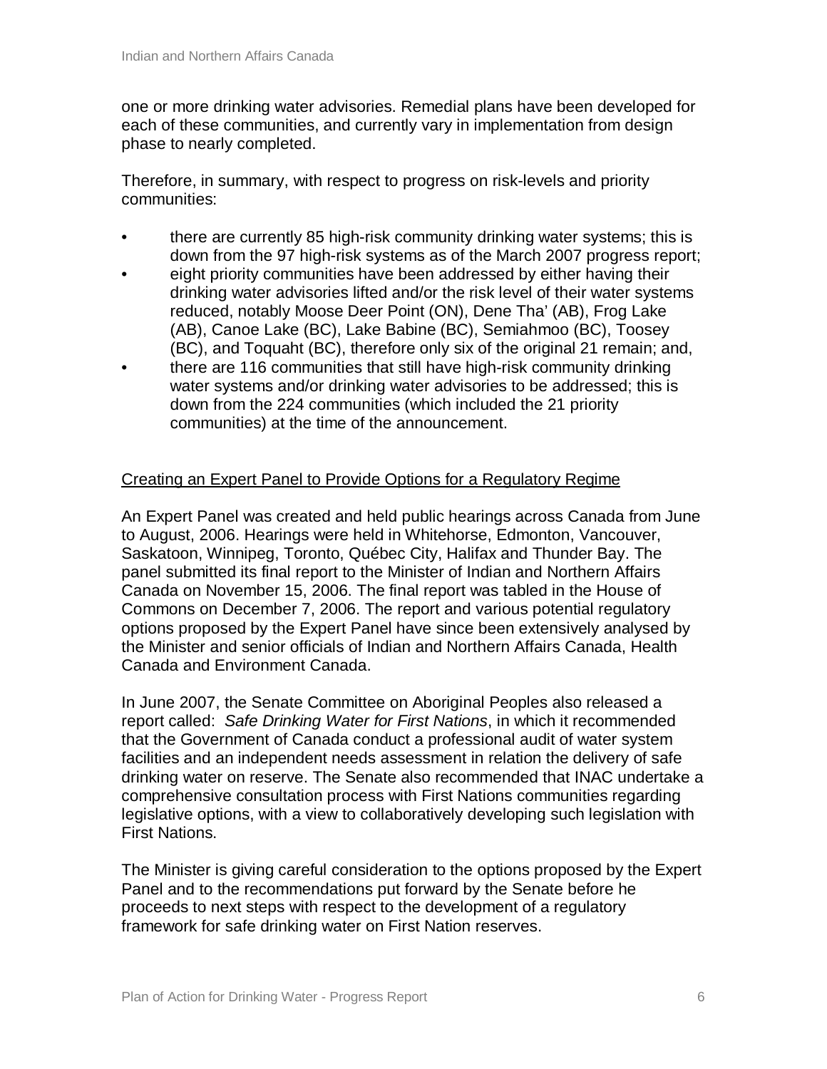one or more drinking water advisories. Remedial plans have been developed for each of these communities, and currently vary in implementation from design phase to nearly completed.

Therefore, in summary, with respect to progress on risk-levels and priority communities:

- there are currently 85 high-risk community drinking water systems; this is down from the 97 high-risk systems as of the March 2007 progress report;
- eight priority communities have been addressed by either having their drinking water advisories lifted and/or the risk level of their water systems reduced, notably Moose Deer Point (ON), Dene Tha' (AB), Frog Lake (AB), Canoe Lake (BC), Lake Babine (BC), Semiahmoo (BC), Toosey (BC), and Toquaht (BC), therefore only six of the original 21 remain; and,
- there are 116 communities that still have high-risk community drinking water systems and/or drinking water advisories to be addressed; this is down from the 224 communities (which included the 21 priority communities) at the time of the announcement.

## Creating an Expert Panel to Provide Options for a Regulatory Regime

An Expert Panel was created and held public hearings across Canada from June to August, 2006. Hearings were held in Whitehorse, Edmonton, Vancouver, Saskatoon, Winnipeg, Toronto, Québec City, Halifax and Thunder Bay. The panel submitted its final report to the Minister of Indian and Northern Affairs Canada on November 15, 2006. The final report was tabled in the House of Commons on December 7, 2006. The report and various potential regulatory options proposed by the Expert Panel have since been extensively analysed by the Minister and senior officials of Indian and Northern Affairs Canada, Health Canada and Environment Canada.

In June 2007, the Senate Committee on Aboriginal Peoples also released a report called: *Safe Drinking Water for First Nations*, in which it recommended that the Government of Canada conduct a professional audit of water system facilities and an independent needs assessment in relation the delivery of safe drinking water on reserve. The Senate also recommended that INAC undertake a comprehensive consultation process with First Nations communities regarding legislative options, with a view to collaboratively developing such legislation with First Nations.

The Minister is giving careful consideration to the options proposed by the Expert Panel and to the recommendations put forward by the Senate before he proceeds to next steps with respect to the development of a regulatory framework for safe drinking water on First Nation reserves.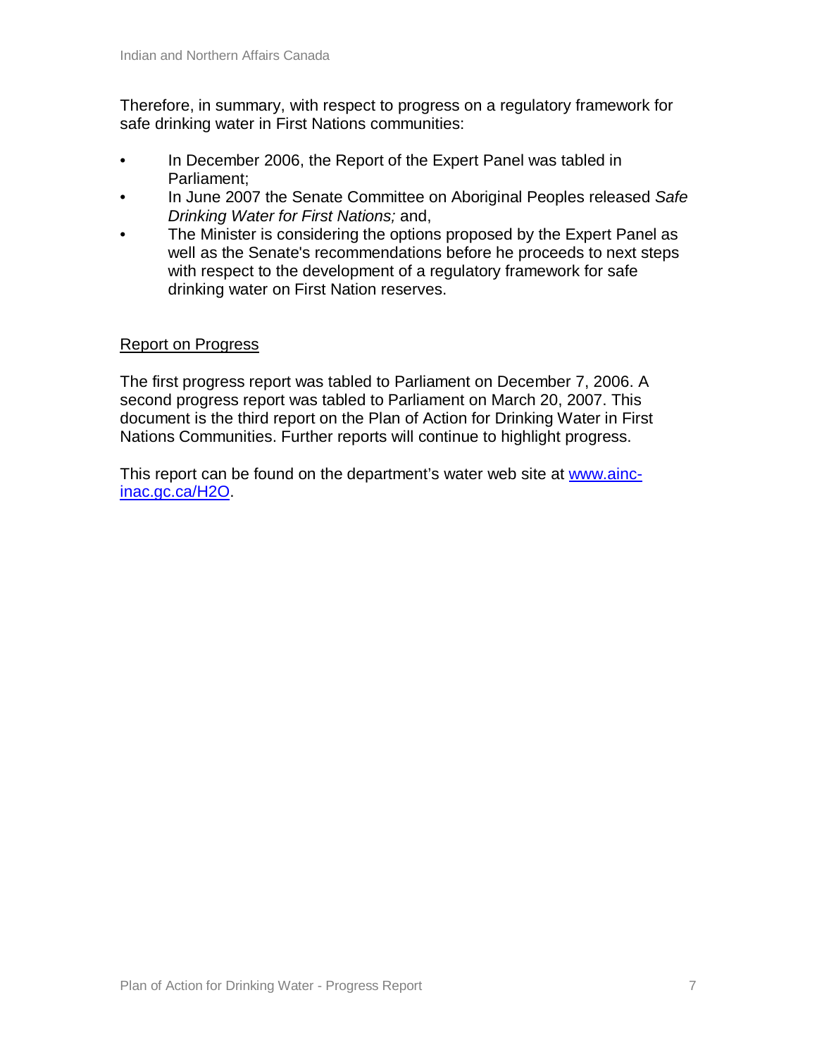Therefore, in summary, with respect to progress on a regulatory framework for safe drinking water in First Nations communities:

- In December 2006, the Report of the Expert Panel was tabled in Parliament;
- In June 2007 the Senate Committee on Aboriginal Peoples released *Safe Drinking Water for First Nations;* and,
- The Minister is considering the options proposed by the Expert Panel as well as the Senate's recommendations before he proceeds to next steps with respect to the development of a regulatory framework for safe drinking water on First Nation reserves.

## Report on Progress

The first progress report was tabled to Parliament on December 7, 2006. A second progress report was tabled to Parliament on March 20, 2007. This document is the third report on the Plan of Action for Drinking Water in First Nations Communities. Further reports will continue to highlight progress.

This report can be found on the department's water web site at [www.ainc-inac.gc.ca/H2O](http://www.ainc-inac.gc.ca/H2O).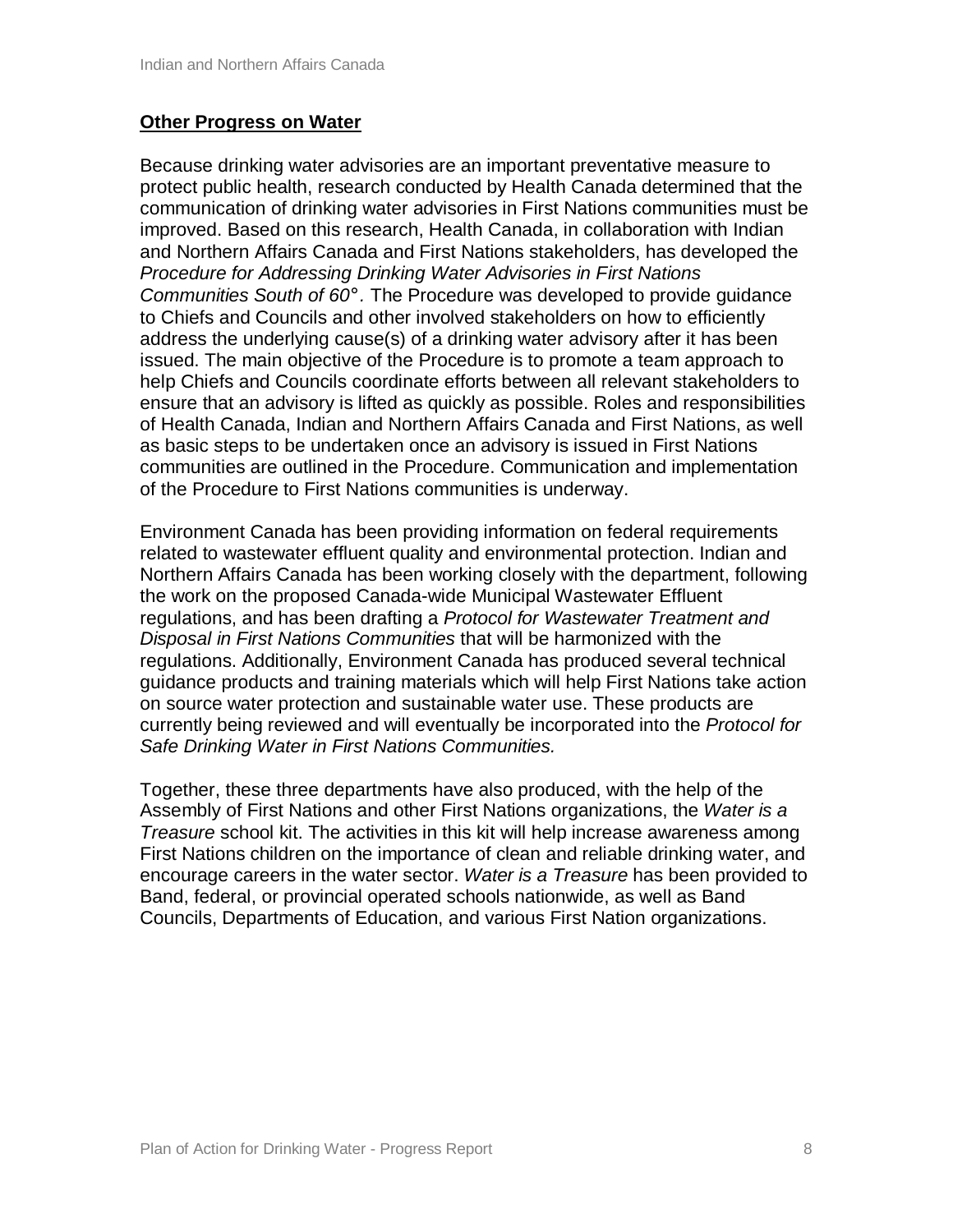## **Other Progress on Water**

Because drinking water advisories are an important preventative measure to protect public health, research conducted by Health Canada determined that the communication of drinking water advisories in First Nations communities must be improved. Based on this research, Health Canada, in collaboration with Indian and Northern Affairs Canada and First Nations stakeholders, has developed the *Procedure for Addressing Drinking Water Advisories in First Nations Communities South of 60°*. The Procedure was developed to provide guidance to Chiefs and Councils and other involved stakeholders on how to efficiently address the underlying cause(s) of a drinking water advisory after it has been issued. The main objective of the Procedure is to promote a team approach to help Chiefs and Councils coordinate efforts between all relevant stakeholders to ensure that an advisory is lifted as quickly as possible. Roles and responsibilities of Health Canada, Indian and Northern Affairs Canada and First Nations, as well as basic steps to be undertaken once an advisory is issued in First Nations communities are outlined in the Procedure. Communication and implementation of the Procedure to First Nations communities is underway.

Environment Canada has been providing information on federal requirements related to wastewater effluent quality and environmental protection. Indian and Northern Affairs Canada has been working closely with the department, following the work on the proposed Canada-wide Municipal Wastewater Effluent regulations, and has been drafting a *Protocol for Wastewater Treatment and Disposal in First Nations Communities* that will be harmonized with the regulations. Additionally, Environment Canada has produced several technical guidance products and training materials which will help First Nations take action on source water protection and sustainable water use. These products are currently being reviewed and will eventually be incorporated into the *Protocol for Safe Drinking Water in First Nations Communities.*

Together, these three departments have also produced, with the help of the Assembly of First Nations and other First Nations organizations, the *Water is a Treasure* school kit. The activities in this kit will help increase awareness among First Nations children on the importance of clean and reliable drinking water, and encourage careers in the water sector. *Water is a Treasure* has been provided to Band, federal, or provincial operated schools nationwide, as well as Band Councils, Departments of Education, and various First Nation organizations.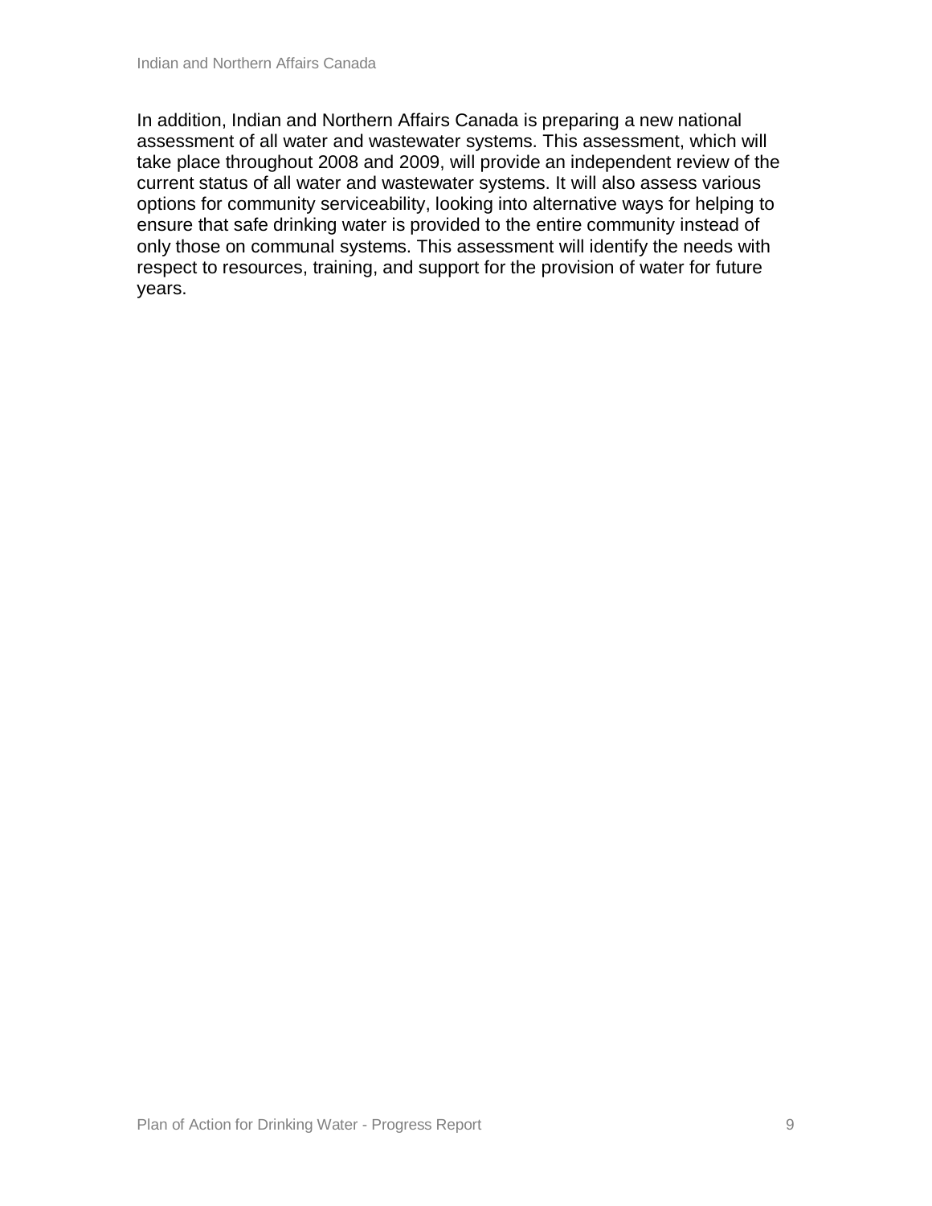In addition, Indian and Northern Affairs Canada is preparing a new national assessment of all water and wastewater systems. This assessment, which will take place throughout 2008 and 2009, will provide an independent review of the current status of all water and wastewater systems. It will also assess various options for community serviceability, looking into alternative ways for helping to ensure that safe drinking water is provided to the entire community instead of only those on communal systems. This assessment will identify the needs with respect to resources, training, and support for the provision of water for future years.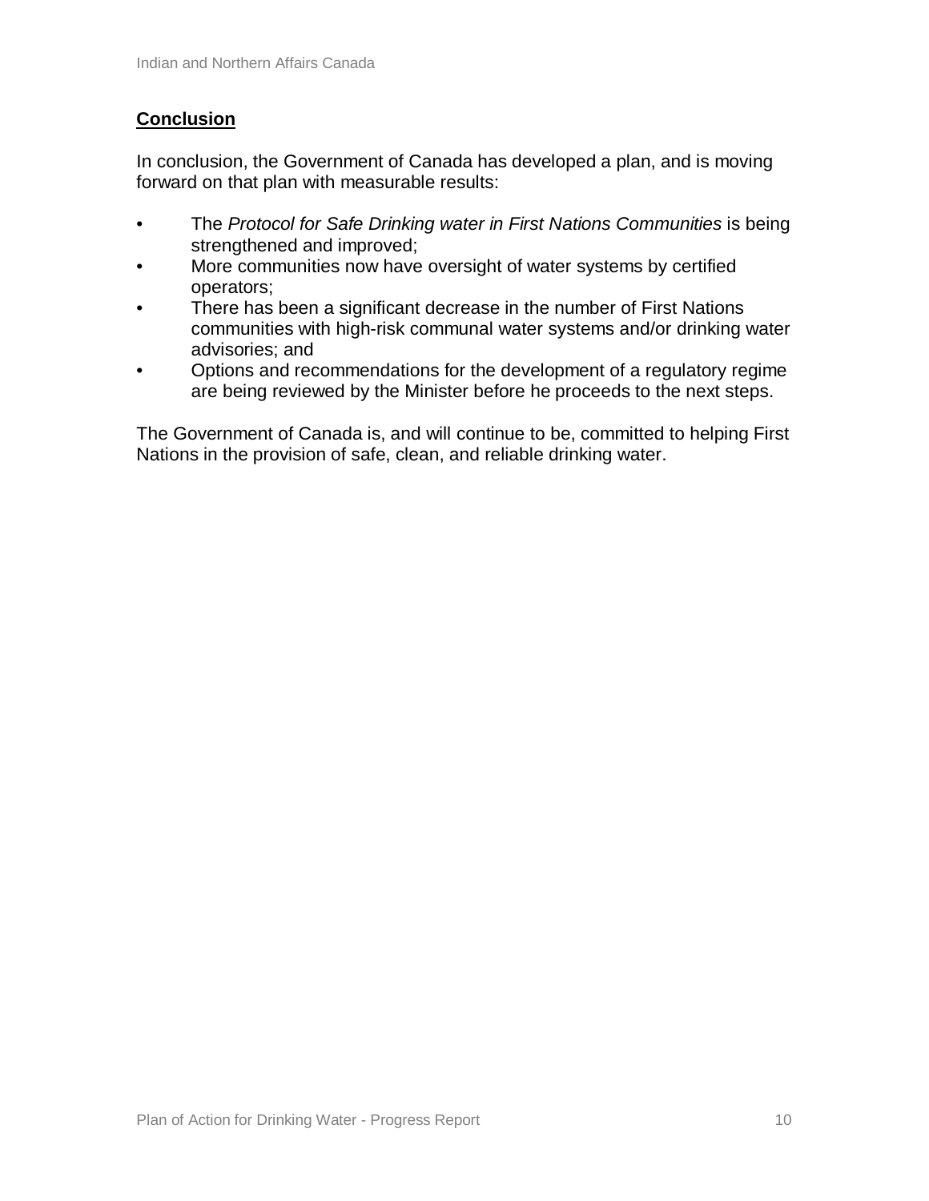## **Conclusion**

In conclusion, the Government of Canada has developed a plan, and is moving forward on that plan with measurable results:

- The *Protocol for Safe Drinking water in First Nations Communities* is being strengthened and improved;
- More communities now have oversight of water systems by certified operators;
- There has been a significant decrease in the number of First Nations communities with high-risk communal water systems and/or drinking water advisories; and
- Options and recommendations for the development of a regulatory regime are being reviewed by the Minister before he proceeds to the next steps.

The Government of Canada is, and will continue to be, committed to helping First Nations in the provision of safe, clean, and reliable drinking water.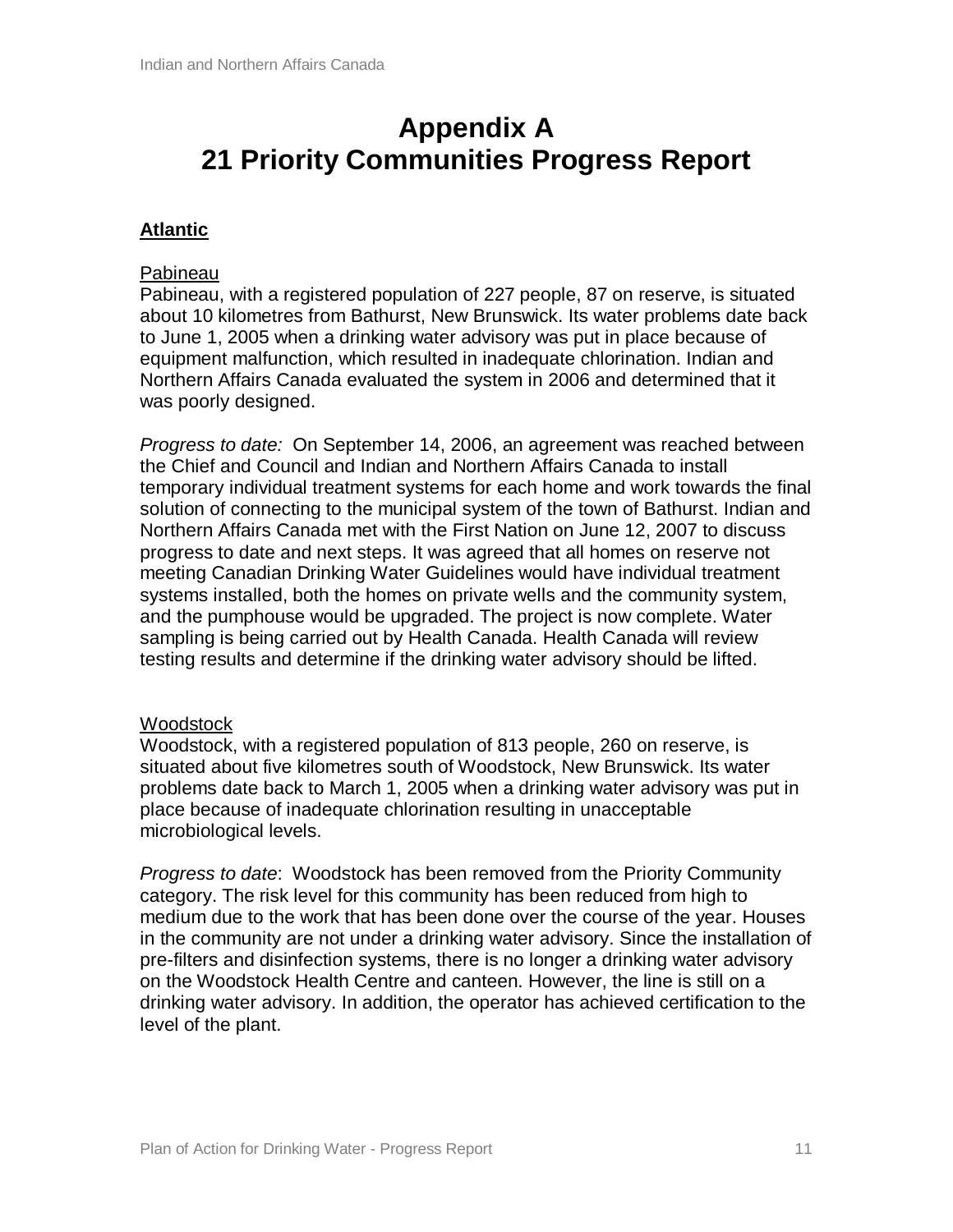# Appendix A
# 21 Priority Communities Progress Report

## Atlantic

### Pabineau

Pabineau, with a registered population of 227 people, 87 on reserve, is situated about 10 kilometres from Bathurst, New Brunswick. Its water problems date back to June 1, 2005 when a drinking water advisory was put in place because of equipment malfunction, which resulted in inadequate chlorination. Indian and Northern Affairs Canada evaluated the system in 2006 and determined that it was poorly designed.

*Progress to date:* On September 14, 2006, an agreement was reached between the Chief and Council and Indian and Northern Affairs Canada to install temporary individual treatment systems for each home and work towards the final solution of connecting to the municipal system of the town of Bathurst. Indian and Northern Affairs Canada met with the First Nation on June 12, 2007 to discuss progress to date and next steps. It was agreed that all homes on reserve not meeting Canadian Drinking Water Guidelines would have individual treatment systems installed, both the homes on private wells and the community system, and the pumphouse would be upgraded. The project is now complete. Water sampling is being carried out by Health Canada. Health Canada will review testing results and determine if the drinking water advisory should be lifted.

### Woodstock

Woodstock, with a registered population of 813 people, 260 on reserve, is situated about five kilometres south of Woodstock, New Brunswick. Its water problems date back to March 1, 2005 when a drinking water advisory was put in place because of inadequate chlorination resulting in unacceptable microbiological levels.

*Progress to date*: Woodstock has been removed from the Priority Community category. The risk level for this community has been reduced from high to medium due to the work that has been done over the course of the year. Houses in the community are not under a drinking water advisory. Since the installation of pre-filters and disinfection systems, there is no longer a drinking water advisory on the Woodstock Health Centre and canteen. However, the line is still on a drinking water advisory. In addition, the operator has achieved certification to the level of the plant.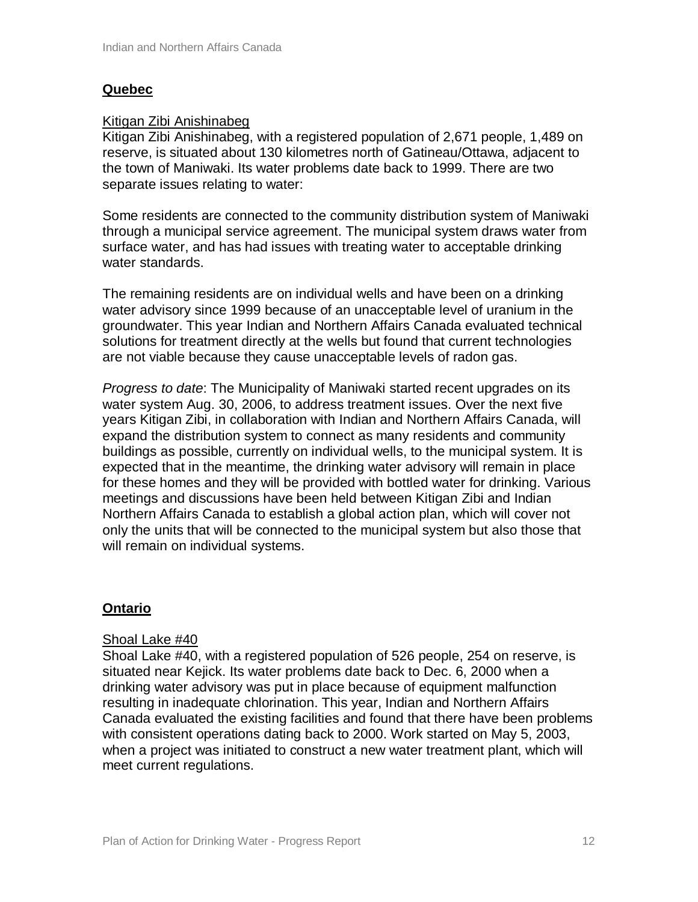## Quebec

### Kitigan Zibi Anishinabeg

Kitigan Zibi Anishinabeg, with a registered population of 2,671 people, 1,489 on reserve, is situated about 130 kilometres north of Gatineau/Ottawa, adjacent to the town of Maniwaki. Its water problems date back to 1999. There are two separate issues relating to water:

Some residents are connected to the community distribution system of Maniwaki through a municipal service agreement. The municipal system draws water from surface water, and has had issues with treating water to acceptable drinking water standards.

The remaining residents are on individual wells and have been on a drinking water advisory since 1999 because of an unacceptable level of uranium in the groundwater. This year Indian and Northern Affairs Canada evaluated technical solutions for treatment directly at the wells but found that current technologies are not viable because they cause unacceptable levels of radon gas.

*Progress to date*: The Municipality of Maniwaki started recent upgrades on its water system Aug. 30, 2006, to address treatment issues. Over the next five years Kitigan Zibi, in collaboration with Indian and Northern Affairs Canada, will expand the distribution system to connect as many residents and community buildings as possible, currently on individual wells, to the municipal system. It is expected that in the meantime, the drinking water advisory will remain in place for these homes and they will be provided with bottled water for drinking. Various meetings and discussions have been held between Kitigan Zibi and Indian Northern Affairs Canada to establish a global action plan, which will cover not only the units that will be connected to the municipal system but also those that will remain on individual systems.

## Ontario

### Shoal Lake #40

Shoal Lake #40, with a registered population of 526 people, 254 on reserve, is situated near Kejick. Its water problems date back to Dec. 6, 2000 when a drinking water advisory was put in place because of equipment malfunction resulting in inadequate chlorination. This year, Indian and Northern Affairs Canada evaluated the existing facilities and found that there have been problems with consistent operations dating back to 2000. Work started on May 5, 2003, when a project was initiated to construct a new water treatment plant, which will meet current regulations.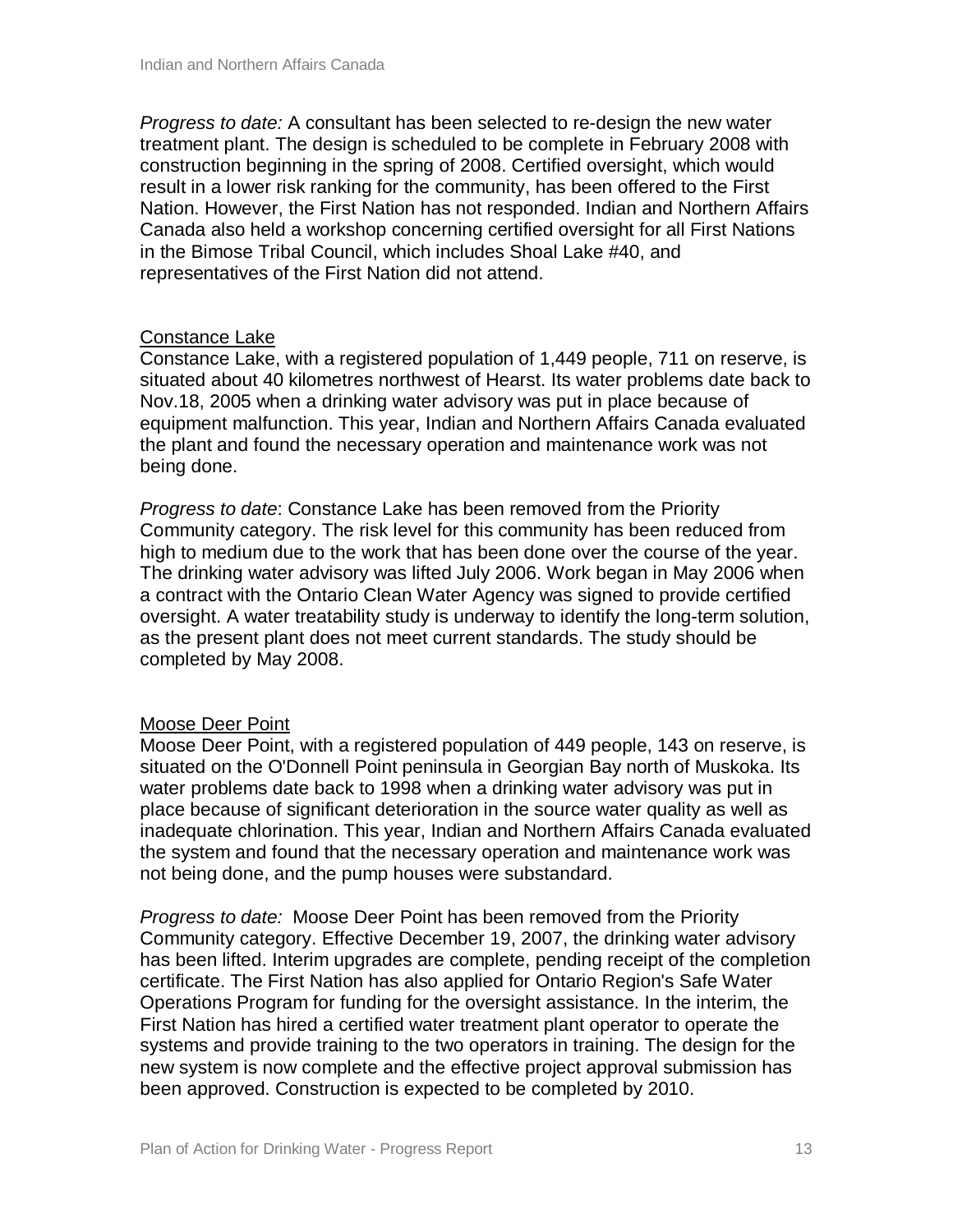*Progress to date:* A consultant has been selected to re-design the new water treatment plant. The design is scheduled to be complete in February 2008 with construction beginning in the spring of 2008. Certified oversight, which would result in a lower risk ranking for the community, has been offered to the First Nation. However, the First Nation has not responded. Indian and Northern Affairs Canada also held a workshop concerning certified oversight for all First Nations in the Bimose Tribal Council, which includes Shoal Lake #40, and representatives of the First Nation did not attend.

Constance Lake

Constance Lake, with a registered population of 1,449 people, 711 on reserve, is situated about 40 kilometres northwest of Hearst. Its water problems date back to Nov.18, 2005 when a drinking water advisory was put in place because of equipment malfunction. This year, Indian and Northern Affairs Canada evaluated the plant and found the necessary operation and maintenance work was not being done.

*Progress to date*: Constance Lake has been removed from the Priority Community category. The risk level for this community has been reduced from high to medium due to the work that has been done over the course of the year. The drinking water advisory was lifted July 2006. Work began in May 2006 when a contract with the Ontario Clean Water Agency was signed to provide certified oversight. A water treatability study is underway to identify the long-term solution, as the present plant does not meet current standards. The study should be completed by May 2008.

Moose Deer Point

Moose Deer Point, with a registered population of 449 people, 143 on reserve, is situated on the O'Donnell Point peninsula in Georgian Bay north of Muskoka. Its water problems date back to 1998 when a drinking water advisory was put in place because of significant deterioration in the source water quality as well as inadequate chlorination. This year, Indian and Northern Affairs Canada evaluated the system and found that the necessary operation and maintenance work was not being done, and the pump houses were substandard.

*Progress to date:* Moose Deer Point has been removed from the Priority Community category. Effective December 19, 2007, the drinking water advisory has been lifted. Interim upgrades are complete, pending receipt of the completion certificate. The First Nation has also applied for Ontario Region's Safe Water Operations Program for funding for the oversight assistance. In the interim, the First Nation has hired a certified water treatment plant operator to operate the systems and provide training to the two operators in training. The design for the new system is now complete and the effective project approval submission has been approved. Construction is expected to be completed by 2010.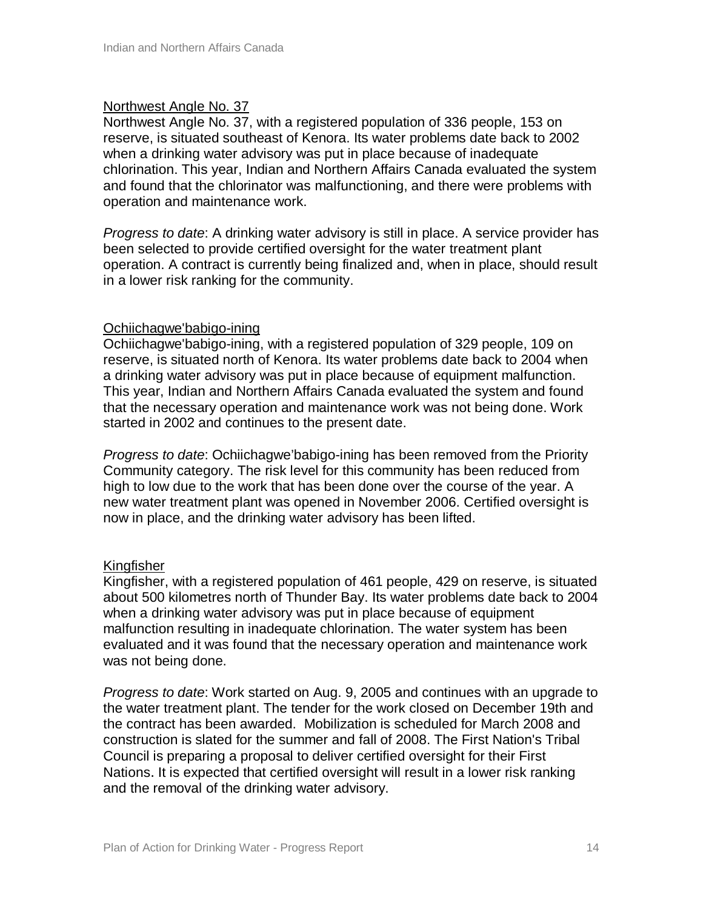### Northwest Angle No. 37

Northwest Angle No. 37, with a registered population of 336 people, 153 on reserve, is situated southeast of Kenora. Its water problems date back to 2002 when a drinking water advisory was put in place because of inadequate chlorination. This year, Indian and Northern Affairs Canada evaluated the system and found that the chlorinator was malfunctioning, and there were problems with operation and maintenance work.

*Progress to date*: A drinking water advisory is still in place. A service provider has been selected to provide certified oversight for the water treatment plant operation. A contract is currently being finalized and, when in place, should result in a lower risk ranking for the community.

### Ochiichagwe'babigo-ining

Ochiichagwe'babigo-ining, with a registered population of 329 people, 109 on reserve, is situated north of Kenora. Its water problems date back to 2004 when a drinking water advisory was put in place because of equipment malfunction. This year, Indian and Northern Affairs Canada evaluated the system and found that the necessary operation and maintenance work was not being done. Work started in 2002 and continues to the present date.

*Progress to date*: Ochiichagwe'babigo-ining has been removed from the Priority Community category. The risk level for this community has been reduced from high to low due to the work that has been done over the course of the year. A new water treatment plant was opened in November 2006. Certified oversight is now in place, and the drinking water advisory has been lifted.

### Kingfisher

Kingfisher, with a registered population of 461 people, 429 on reserve, is situated about 500 kilometres north of Thunder Bay. Its water problems date back to 2004 when a drinking water advisory was put in place because of equipment malfunction resulting in inadequate chlorination. The water system has been evaluated and it was found that the necessary operation and maintenance work was not being done.

*Progress to date*: Work started on Aug. 9, 2005 and continues with an upgrade to the water treatment plant. The tender for the work closed on December 19th and the contract has been awarded. Mobilization is scheduled for March 2008 and construction is slated for the summer and fall of 2008. The First Nation's Tribal Council is preparing a proposal to deliver certified oversight for their First Nations. It is expected that certified oversight will result in a lower risk ranking and the removal of the drinking water advisory.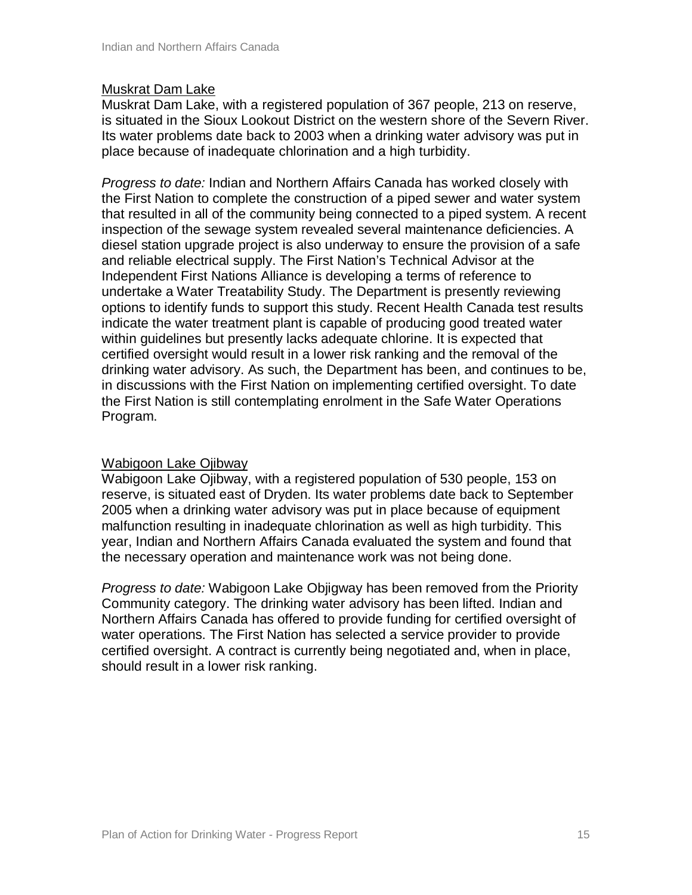Muskrat Dam Lake

Muskrat Dam Lake, with a registered population of 367 people, 213 on reserve, is situated in the Sioux Lookout District on the western shore of the Severn River. Its water problems date back to 2003 when a drinking water advisory was put in place because of inadequate chlorination and a high turbidity.

*Progress to date:* Indian and Northern Affairs Canada has worked closely with the First Nation to complete the construction of a piped sewer and water system that resulted in all of the community being connected to a piped system. A recent inspection of the sewage system revealed several maintenance deficiencies. A diesel station upgrade project is also underway to ensure the provision of a safe and reliable electrical supply. The First Nation's Technical Advisor at the Independent First Nations Alliance is developing a terms of reference to undertake a Water Treatability Study. The Department is presently reviewing options to identify funds to support this study. Recent Health Canada test results indicate the water treatment plant is capable of producing good treated water within guidelines but presently lacks adequate chlorine. It is expected that certified oversight would result in a lower risk ranking and the removal of the drinking water advisory. As such, the Department has been, and continues to be, in discussions with the First Nation on implementing certified oversight. To date the First Nation is still contemplating enrolment in the Safe Water Operations Program.

Wabigoon Lake Ojibway

Wabigoon Lake Ojibway, with a registered population of 530 people, 153 on reserve, is situated east of Dryden. Its water problems date back to September 2005 when a drinking water advisory was put in place because of equipment malfunction resulting in inadequate chlorination as well as high turbidity. This year, Indian and Northern Affairs Canada evaluated the system and found that the necessary operation and maintenance work was not being done.

*Progress to date:* Wabigoon Lake Objigway has been removed from the Priority Community category. The drinking water advisory has been lifted. Indian and Northern Affairs Canada has offered to provide funding for certified oversight of water operations. The First Nation has selected a service provider to provide certified oversight. A contract is currently being negotiated and, when in place, should result in a lower risk ranking.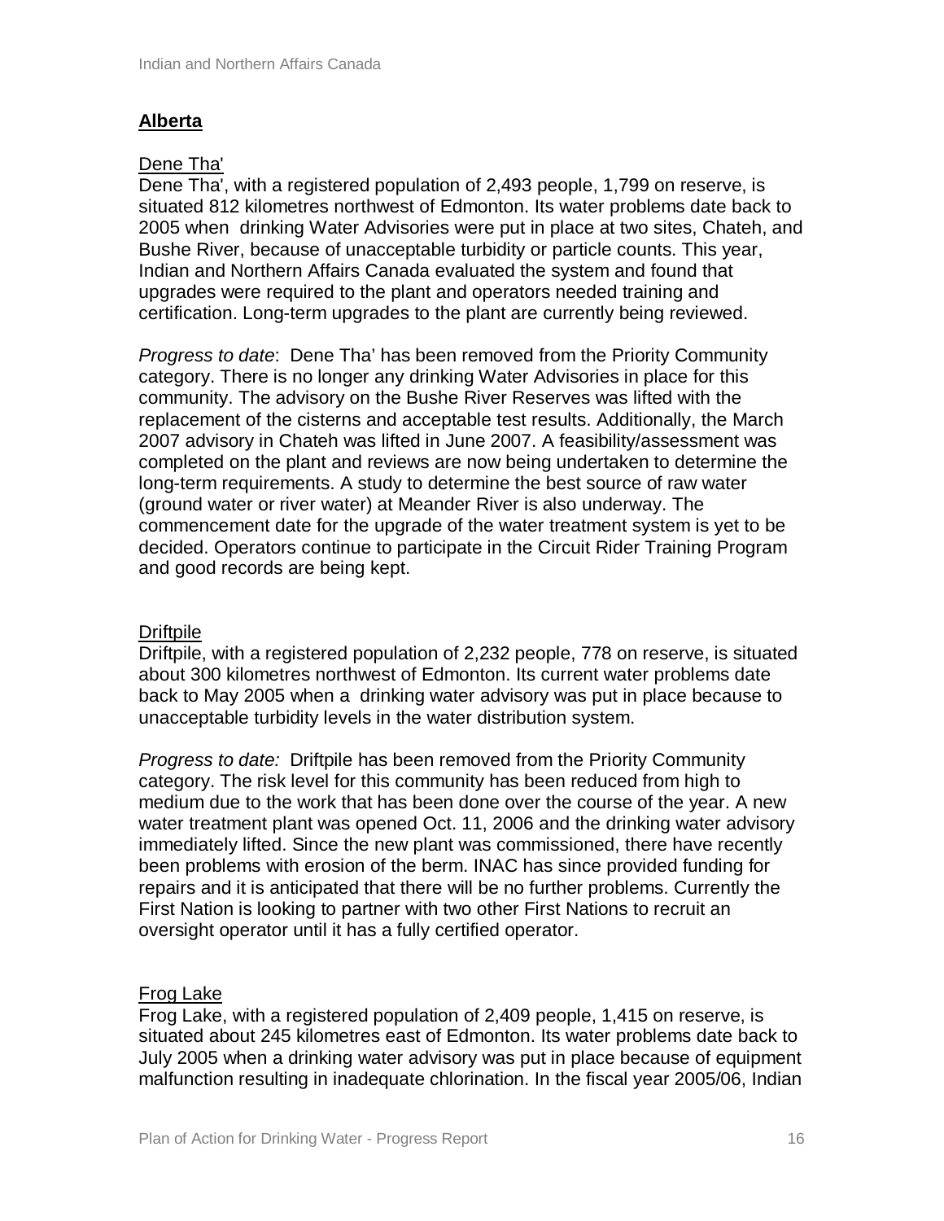## Alberta

### Dene Tha'

Dene Tha', with a registered population of 2,493 people, 1,799 on reserve, is situated 812 kilometres northwest of Edmonton. Its water problems date back to 2005 when drinking Water Advisories were put in place at two sites, Chateh, and Bushe River, because of unacceptable turbidity or particle counts. This year, Indian and Northern Affairs Canada evaluated the system and found that upgrades were required to the plant and operators needed training and certification. Long-term upgrades to the plant are currently being reviewed.

*Progress to date*: Dene Tha' has been removed from the Priority Community category. There is no longer any drinking Water Advisories in place for this community. The advisory on the Bushe River Reserves was lifted with the replacement of the cisterns and acceptable test results. Additionally, the March 2007 advisory in Chateh was lifted in June 2007. A feasibility/assessment was completed on the plant and reviews are now being undertaken to determine the long-term requirements. A study to determine the best source of raw water (ground water or river water) at Meander River is also underway. The commencement date for the upgrade of the water treatment system is yet to be decided. Operators continue to participate in the Circuit Rider Training Program and good records are being kept.

### Driftpile

Driftpile, with a registered population of 2,232 people, 778 on reserve, is situated about 300 kilometres northwest of Edmonton. Its current water problems date back to May 2005 when a drinking water advisory was put in place because to unacceptable turbidity levels in the water distribution system.

*Progress to date:* Driftpile has been removed from the Priority Community category. The risk level for this community has been reduced from high to medium due to the work that has been done over the course of the year. A new water treatment plant was opened Oct. 11, 2006 and the drinking water advisory immediately lifted. Since the new plant was commissioned, there have recently been problems with erosion of the berm. INAC has since provided funding for repairs and it is anticipated that there will be no further problems. Currently the First Nation is looking to partner with two other First Nations to recruit an oversight operator until it has a fully certified operator.

### Frog Lake

Frog Lake, with a registered population of 2,409 people, 1,415 on reserve, is situated about 245 kilometres east of Edmonton. Its water problems date back to July 2005 when a drinking water advisory was put in place because of equipment malfunction resulting in inadequate chlorination. In the fiscal year 2005/06, Indian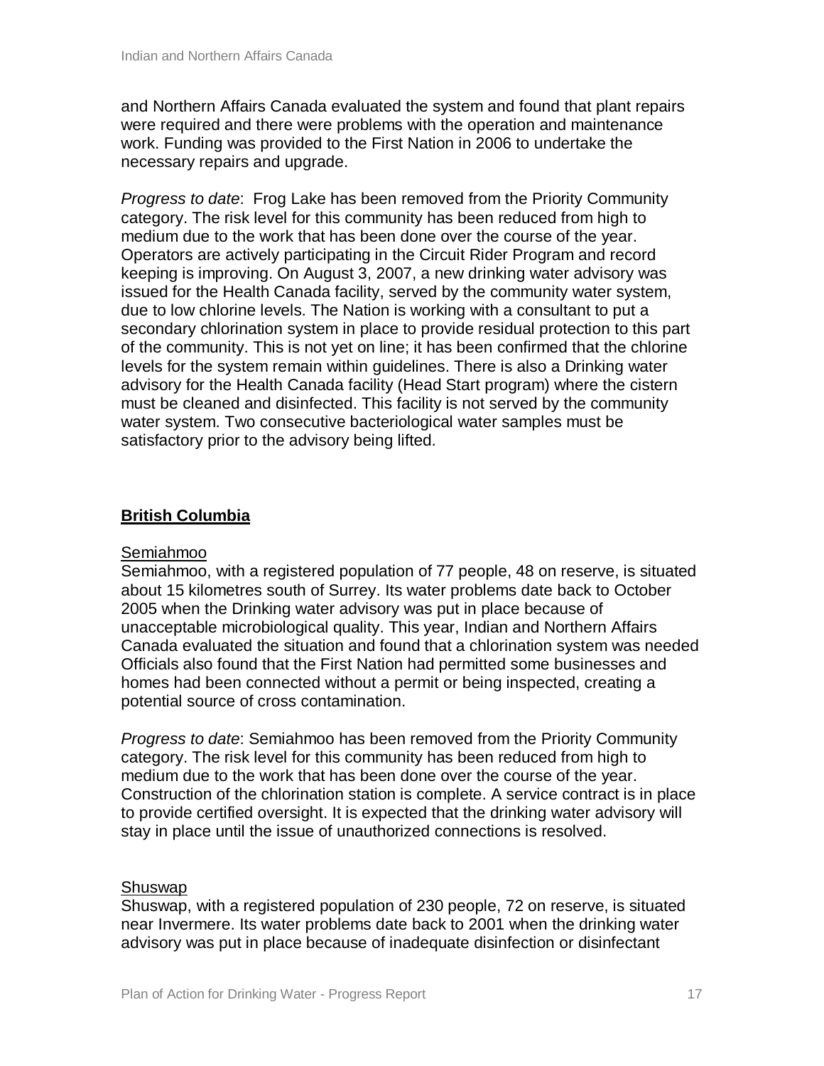and Northern Affairs Canada evaluated the system and found that plant repairs were required and there were problems with the operation and maintenance work. Funding was provided to the First Nation in 2006 to undertake the necessary repairs and upgrade.

*Progress to date*: Frog Lake has been removed from the Priority Community category. The risk level for this community has been reduced from high to medium due to the work that has been done over the course of the year. Operators are actively participating in the Circuit Rider Program and record keeping is improving. On August 3, 2007, a new drinking water advisory was issued for the Health Canada facility, served by the community water system, due to low chlorine levels. The Nation is working with a consultant to put a secondary chlorination system in place to provide residual protection to this part of the community. This is not yet on line; it has been confirmed that the chlorine levels for the system remain within guidelines. There is also a Drinking water advisory for the Health Canada facility (Head Start program) where the cistern must be cleaned and disinfected. This facility is not served by the community water system. Two consecutive bacteriological water samples must be satisfactory prior to the advisory being lifted.

## British Columbia

### Semiahmoo

Semiahmoo, with a registered population of 77 people, 48 on reserve, is situated about 15 kilometres south of Surrey. Its water problems date back to October 2005 when the Drinking water advisory was put in place because of unacceptable microbiological quality. This year, Indian and Northern Affairs Canada evaluated the situation and found that a chlorination system was needed Officials also found that the First Nation had permitted some businesses and homes had been connected without a permit or being inspected, creating a potential source of cross contamination.

*Progress to date*: Semiahmoo has been removed from the Priority Community category. The risk level for this community has been reduced from high to medium due to the work that has been done over the course of the year. Construction of the chlorination station is complete. A service contract is in place to provide certified oversight. It is expected that the drinking water advisory will stay in place until the issue of unauthorized connections is resolved.

### Shuswap

Shuswap, with a registered population of 230 people, 72 on reserve, is situated near Invermere. Its water problems date back to 2001 when the drinking water advisory was put in place because of inadequate disinfection or disinfectant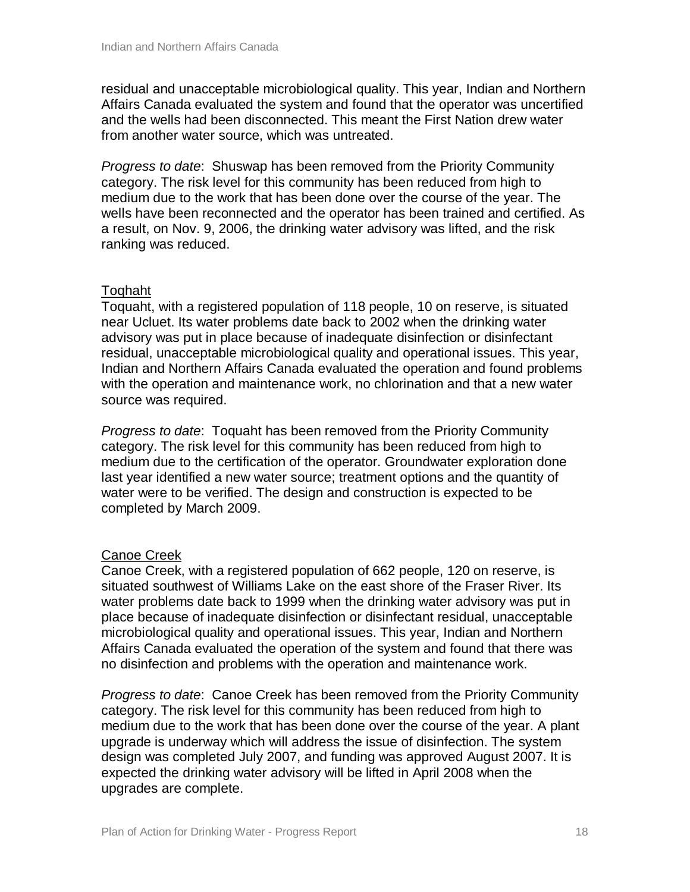residual and unacceptable microbiological quality. This year, Indian and Northern Affairs Canada evaluated the system and found that the operator was uncertified and the wells had been disconnected. This meant the First Nation drew water from another water source, which was untreated.

*Progress to date*: Shuswap has been removed from the Priority Community category. The risk level for this community has been reduced from high to medium due to the work that has been done over the course of the year. The wells have been reconnected and the operator has been trained and certified. As a result, on Nov. 9, 2006, the drinking water advisory was lifted, and the risk ranking was reduced.

<u>Toqhaht</u>

Toquaht, with a registered population of 118 people, 10 on reserve, is situated near Ucluet. Its water problems date back to 2002 when the drinking water advisory was put in place because of inadequate disinfection or disinfectant residual, unacceptable microbiological quality and operational issues. This year, Indian and Northern Affairs Canada evaluated the operation and found problems with the operation and maintenance work, no chlorination and that a new water source was required.

*Progress to date*: Toquaht has been removed from the Priority Community category. The risk level for this community has been reduced from high to medium due to the certification of the operator. Groundwater exploration done last year identified a new water source; treatment options and the quantity of water were to be verified. The design and construction is expected to be completed by March 2009.

<u>Canoe Creek</u>

Canoe Creek, with a registered population of 662 people, 120 on reserve, is situated southwest of Williams Lake on the east shore of the Fraser River. Its water problems date back to 1999 when the drinking water advisory was put in place because of inadequate disinfection or disinfectant residual, unacceptable microbiological quality and operational issues. This year, Indian and Northern Affairs Canada evaluated the operation of the system and found that there was no disinfection and problems with the operation and maintenance work.

*Progress to date*: Canoe Creek has been removed from the Priority Community category. The risk level for this community has been reduced from high to medium due to the work that has been done over the course of the year. A plant upgrade is underway which will address the issue of disinfection. The system design was completed July 2007, and funding was approved August 2007. It is expected the drinking water advisory will be lifted in April 2008 when the upgrades are complete.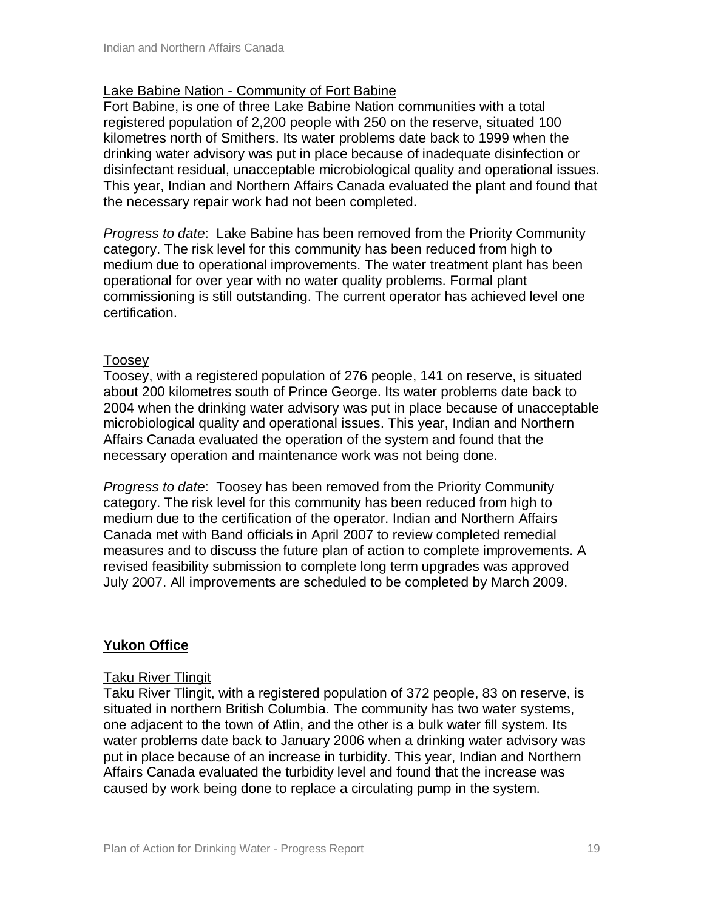Lake Babine Nation - Community of Fort Babine

Fort Babine, is one of three Lake Babine Nation communities with a total registered population of 2,200 people with 250 on the reserve, situated 100 kilometres north of Smithers. Its water problems date back to 1999 when the drinking water advisory was put in place because of inadequate disinfection or disinfectant residual, unacceptable microbiological quality and operational issues. This year, Indian and Northern Affairs Canada evaluated the plant and found that the necessary repair work had not been completed.

*Progress to date*: Lake Babine has been removed from the Priority Community category. The risk level for this community has been reduced from high to medium due to operational improvements. The water treatment plant has been operational for over year with no water quality problems. Formal plant commissioning is still outstanding. The current operator has achieved level one certification.

Toosey

Toosey, with a registered population of 276 people, 141 on reserve, is situated about 200 kilometres south of Prince George. Its water problems date back to 2004 when the drinking water advisory was put in place because of unacceptable microbiological quality and operational issues. This year, Indian and Northern Affairs Canada evaluated the operation of the system and found that the necessary operation and maintenance work was not being done.

*Progress to date*: Toosey has been removed from the Priority Community category. The risk level for this community has been reduced from high to medium due to the certification of the operator. Indian and Northern Affairs Canada met with Band officials in April 2007 to review completed remedial measures and to discuss the future plan of action to complete improvements. A revised feasibility submission to complete long term upgrades was approved July 2007. All improvements are scheduled to be completed by March 2009.

## Yukon Office

Taku River Tlingit

Taku River Tlingit, with a registered population of 372 people, 83 on reserve, is situated in northern British Columbia. The community has two water systems, one adjacent to the town of Atlin, and the other is a bulk water fill system. Its water problems date back to January 2006 when a drinking water advisory was put in place because of an increase in turbidity. This year, Indian and Northern Affairs Canada evaluated the turbidity level and found that the increase was caused by work being done to replace a circulating pump in the system.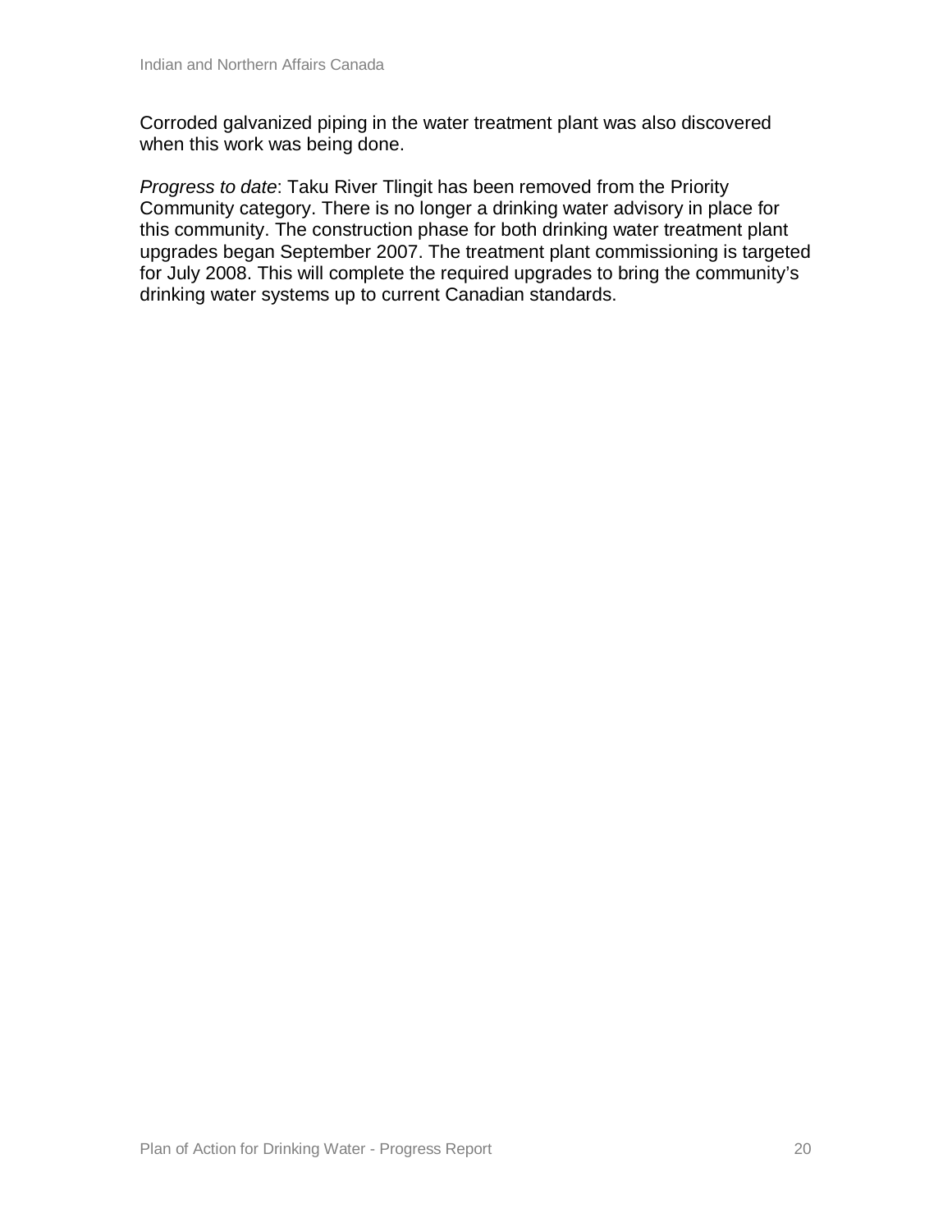Corroded galvanized piping in the water treatment plant was also discovered when this work was being done.

*Progress to date*: Taku River Tlingit has been removed from the Priority Community category. There is no longer a drinking water advisory in place for this community. The construction phase for both drinking water treatment plant upgrades began September 2007. The treatment plant commissioning is targeted for July 2008. This will complete the required upgrades to bring the community's drinking water systems up to current Canadian standards.